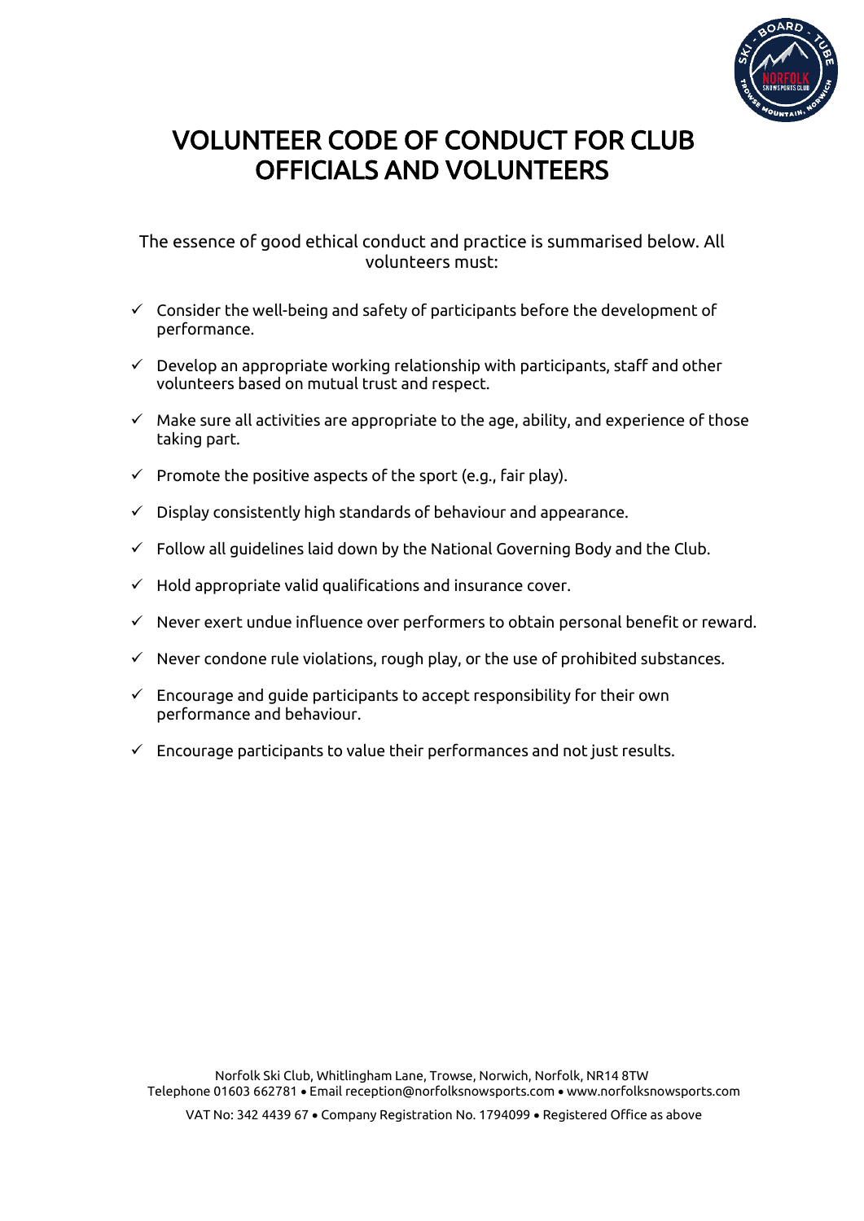# VOLUNTEER CODE OF CONDUCT FOR CLUB OFFICIALS AND VOLUNTEERS

The essence of good ethical conduct and practice is summarised below. All volunteers must:

- ✓ Consider the well-being and safety of participants before the development of performance.
- ✓ Develop an appropriate working relationship with participants, staff and other volunteers based on mutual trust and respect.
- ✓ Make sure all activities are appropriate to the age, ability, and experience of those taking part.
- ✓ Promote the positive aspects of the sport (e.g., fair play).
- ✓ Display consistently high standards of behaviour and appearance.
- ✓ Follow all guidelines laid down by the National Governing Body and the Club.
- ✓ Hold appropriate valid qualifications and insurance cover.
- ✓ Never exert undue influence over performers to obtain personal benefit or reward.
- ✓ Never condone rule violations, rough play, or the use of prohibited substances.
- ✓ Encourage and guide participants to accept responsibility for their own performance and behaviour.
- ✓ Encourage participants to value their performances and not just results.

Norfolk Ski Club, Whitlingham Lane, Trowse, Norwich, Norfolk, NR14 8TW
Telephone 01603 662781 • Email reception@norfolksnowsports.com • www.norfolksnowsports.com

VAT No: 342 4439 67 • Company Registration No. 1794099 • Registered Office as above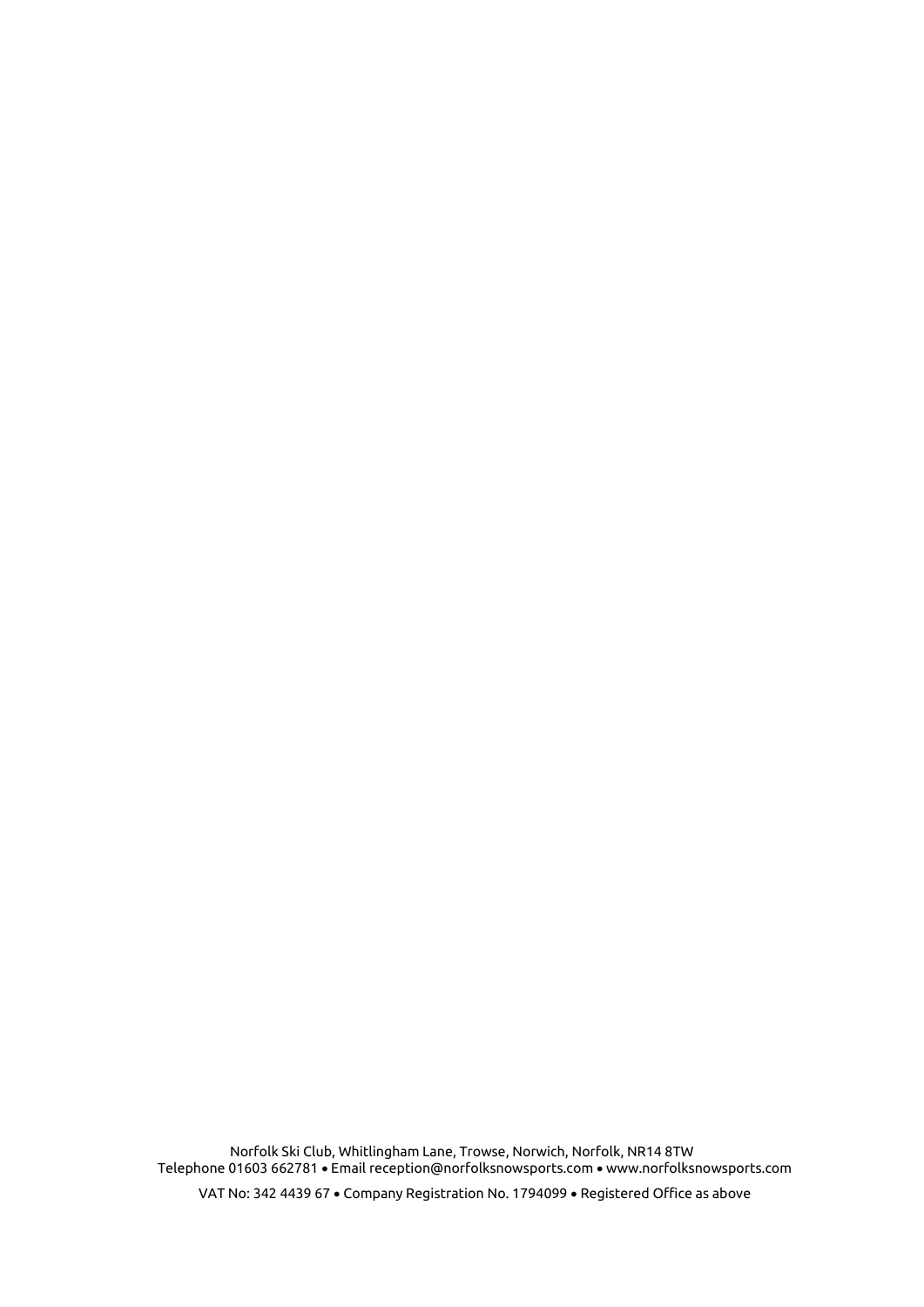Norfolk Ski Club, Whitlingham Lane, Trowse, Norwich, Norfolk, NR14 8TW
Telephone 01603 662781 • Email reception@norfolksnowsports.com • www.norfolksnowsports.com

VAT No: 342 4439 67 • Company Registration No. 1794099 • Registered Office as above